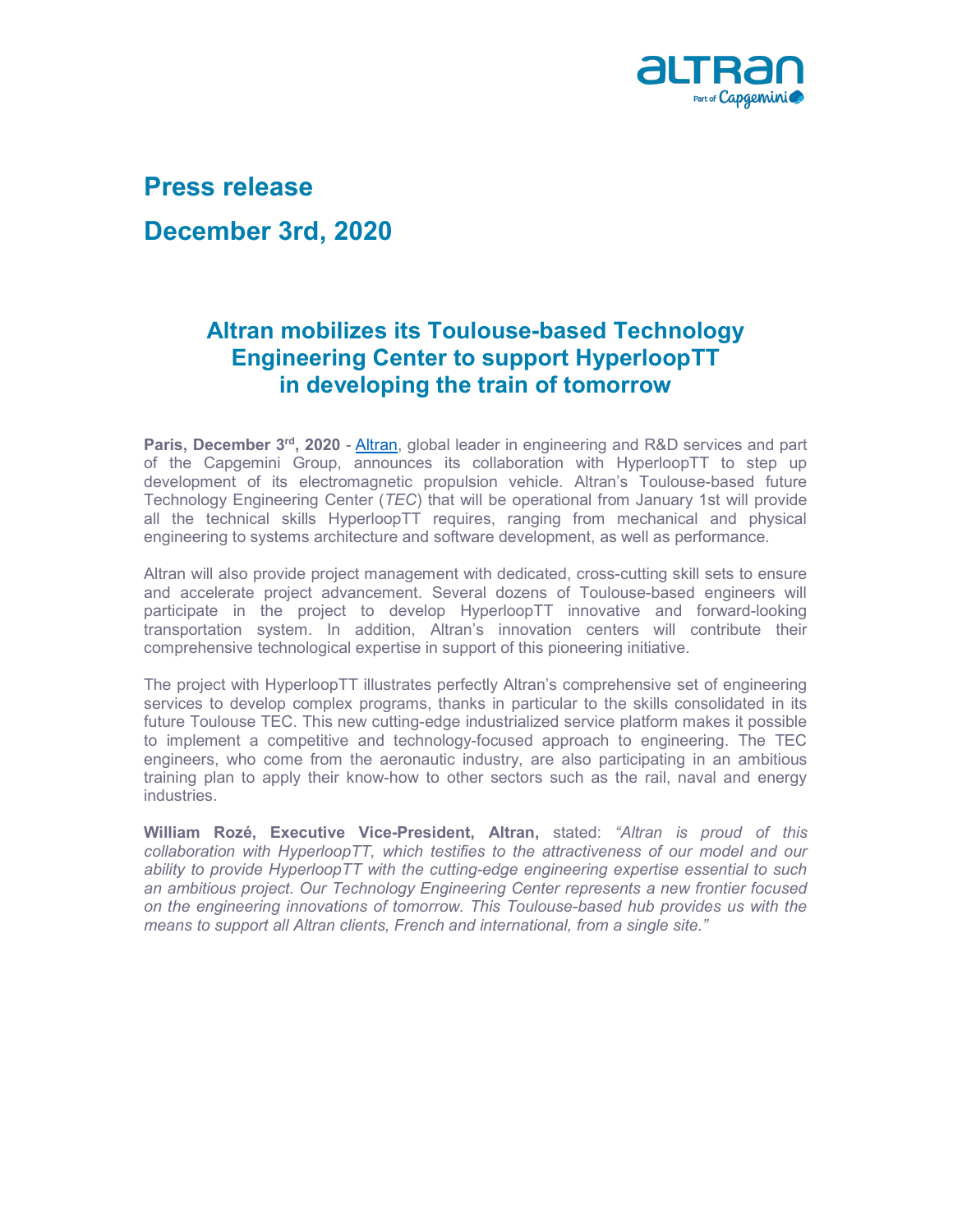# Press release

# December 3rd, 2020

## Altran mobilizes its Toulouse-based Technology Engineering Center to support HyperloopTT in developing the train of tomorrow

**Paris, December 3rd, 2020** - Altran, global leader in engineering and R&D services and part of the Capgemini Group, announces its collaboration with HyperloopTT to step up development of its electromagnetic propulsion vehicle. Altran's Toulouse-based future Technology Engineering Center (*TEC*) that will be operational from January 1st will provide all the technical skills HyperloopTT requires, ranging from mechanical and physical engineering to systems architecture and software development, as well as performance.

Altran will also provide project management with dedicated, cross-cutting skill sets to ensure and accelerate project advancement. Several dozens of Toulouse-based engineers will participate in the project to develop HyperloopTT innovative and forward-looking transportation system. In addition, Altran's innovation centers will contribute their comprehensive technological expertise in support of this pioneering initiative.

The project with HyperloopTT illustrates perfectly Altran's comprehensive set of engineering services to develop complex programs, thanks in particular to the skills consolidated in its future Toulouse TEC. This new cutting-edge industrialized service platform makes it possible to implement a competitive and technology-focused approach to engineering. The TEC engineers, who come from the aeronautic industry, are also participating in an ambitious training plan to apply their know-how to other sectors such as the rail, naval and energy industries.

**William Rozé, Executive Vice-President, Altran,** stated: *"Altran is proud of this collaboration with HyperloopTT, which testifies to the attractiveness of our model and our ability to provide HyperloopTT with the cutting-edge engineering expertise essential to such an ambitious project. Our Technology Engineering Center represents a new frontier focused on the engineering innovations of tomorrow. This Toulouse-based hub provides us with the means to support all Altran clients, French and international, from a single site."*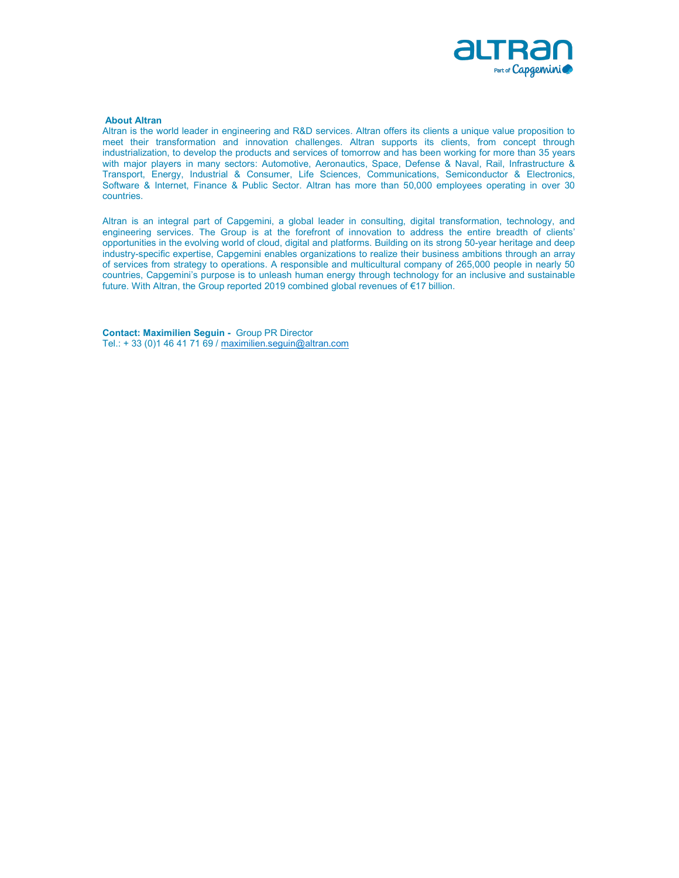**About Altran**

Altran is the world leader in engineering and R&D services. Altran offers its clients a unique value proposition to meet their transformation and innovation challenges. Altran supports its clients, from concept through industrialization, to develop the products and services of tomorrow and has been working for more than 35 years with major players in many sectors: Automotive, Aeronautics, Space, Defense & Naval, Rail, Infrastructure & Transport, Energy, Industrial & Consumer, Life Sciences, Communications, Semiconductor & Electronics, Software & Internet, Finance & Public Sector. Altran has more than 50,000 employees operating in over 30 countries.

Altran is an integral part of Capgemini, a global leader in consulting, digital transformation, technology, and engineering services. The Group is at the forefront of innovation to address the entire breadth of clients' opportunities in the evolving world of cloud, digital and platforms. Building on its strong 50-year heritage and deep industry-specific expertise, Capgemini enables organizations to realize their business ambitions through an array of services from strategy to operations. A responsible and multicultural company of 265,000 people in nearly 50 countries, Capgemini's purpose is to unleash human energy through technology for an inclusive and sustainable future. With Altran, the Group reported 2019 combined global revenues of €17 billion.

**Contact: Maximilien Seguin -** Group PR Director
Tel.: + 33 (0)1 46 41 71 69 / maximilien.seguin@altran.com